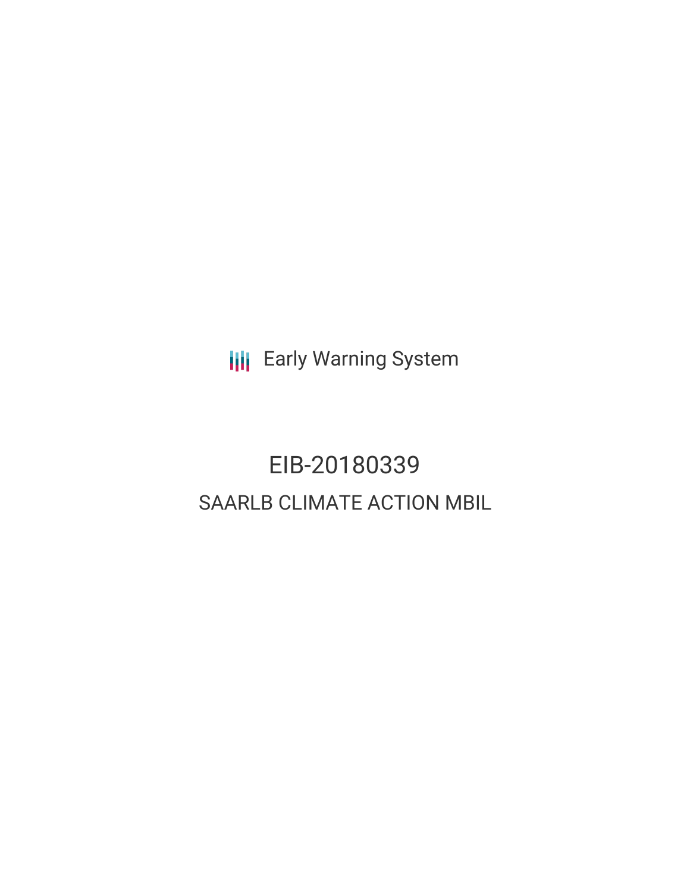Early Warning System

# EIB-20180339

## SAARLB CLIMATE ACTION MBIL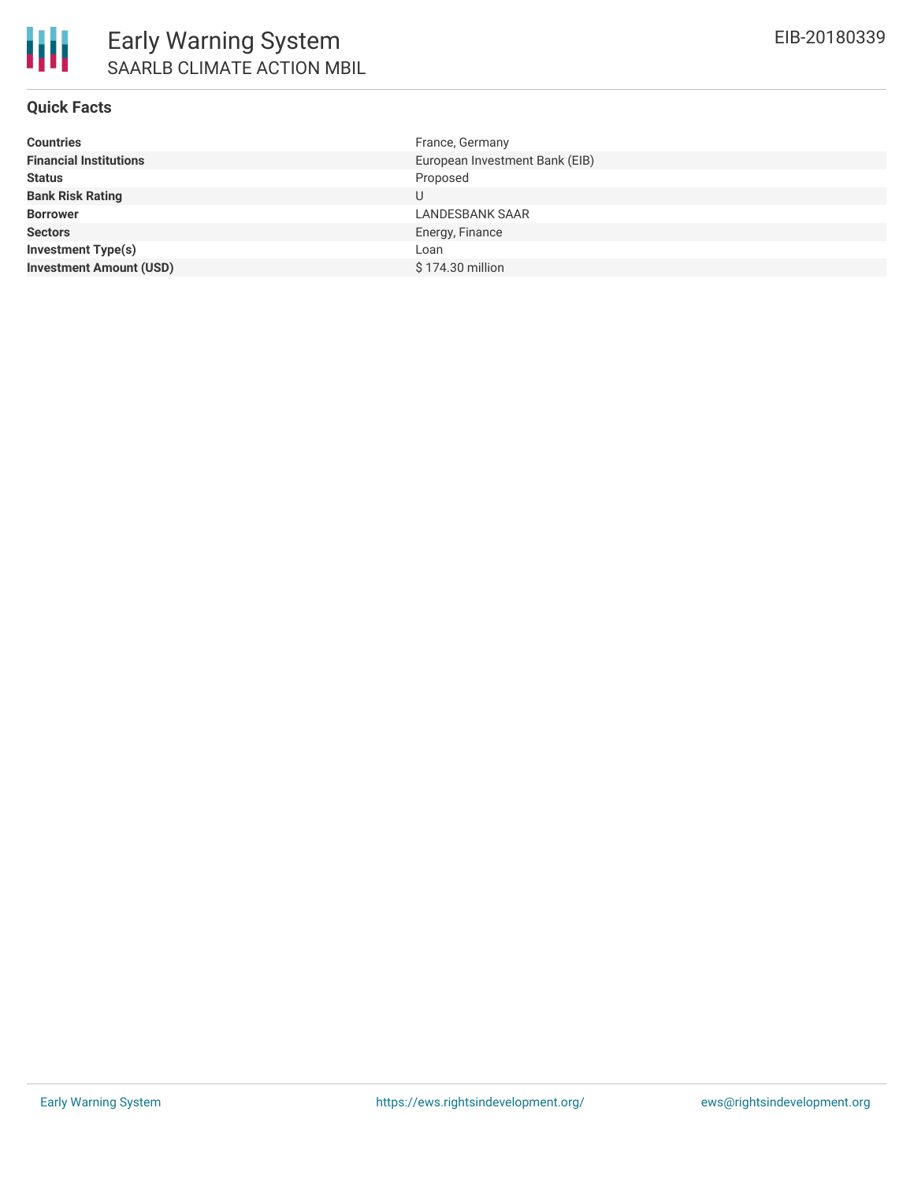# Early Warning System

## SAARLB CLIMATE ACTION MBIL

EIB-20180339

### Quick Facts

| | |
|---|---|
| **Countries** | France, Germany |
| **Financial Institutions** | European Investment Bank (EIB) |
| **Status** | Proposed |
| **Bank Risk Rating** | U |
| **Borrower** | LANDESBANK SAAR |
| **Sectors** | Energy, Finance |
| **Investment Type(s)** | Loan |
| **Investment Amount (USD)** | $ 174.30 million |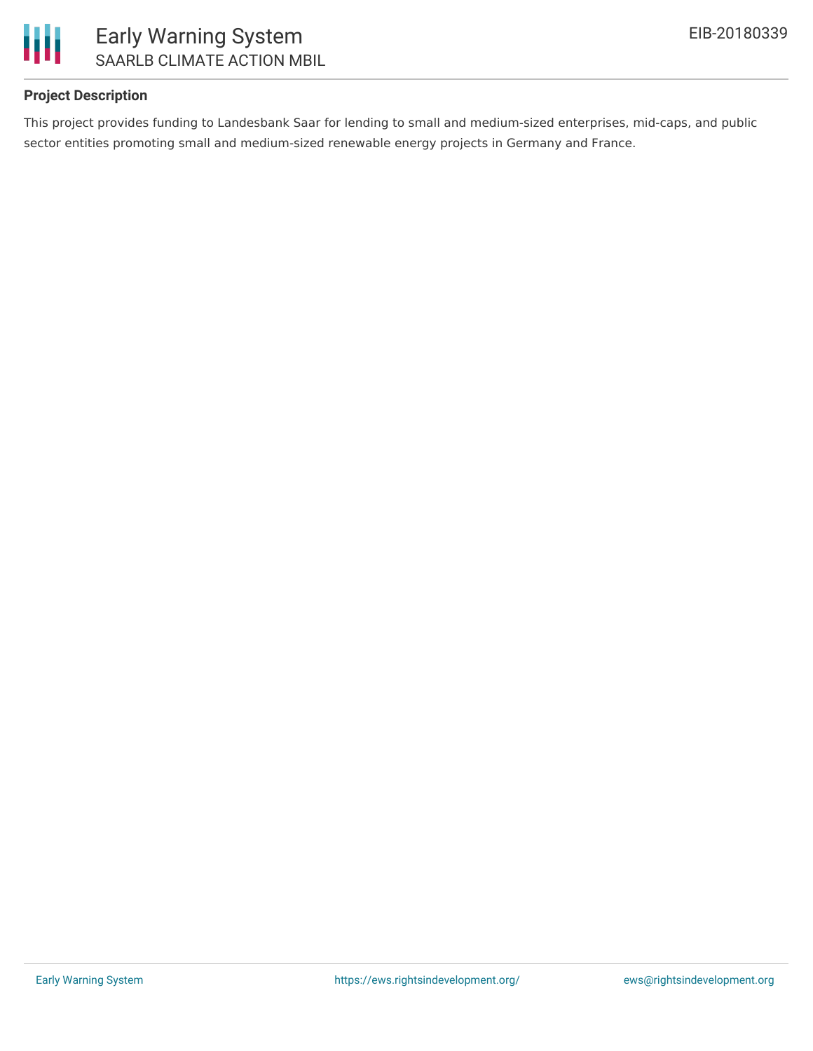**Project Description**

This project provides funding to Landesbank Saar for lending to small and medium-sized enterprises, mid-caps, and public sector entities promoting small and medium-sized renewable energy projects in Germany and France.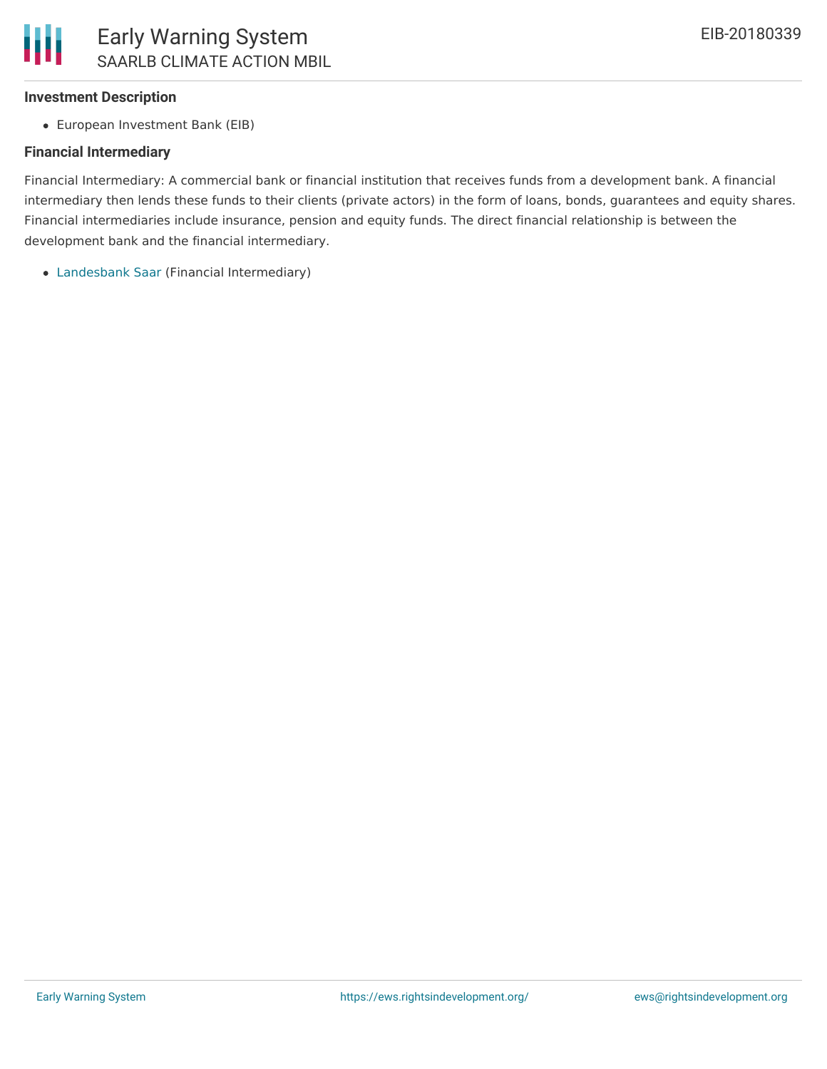### Investment Description

- European Investment Bank (EIB)

### Financial Intermediary

Financial Intermediary: A commercial bank or financial institution that receives funds from a development bank. A financial intermediary then lends these funds to their clients (private actors) in the form of loans, bonds, guarantees and equity shares. Financial intermediaries include insurance, pension and equity funds. The direct financial relationship is between the development bank and the financial intermediary.

- Landesbank Saar (Financial Intermediary)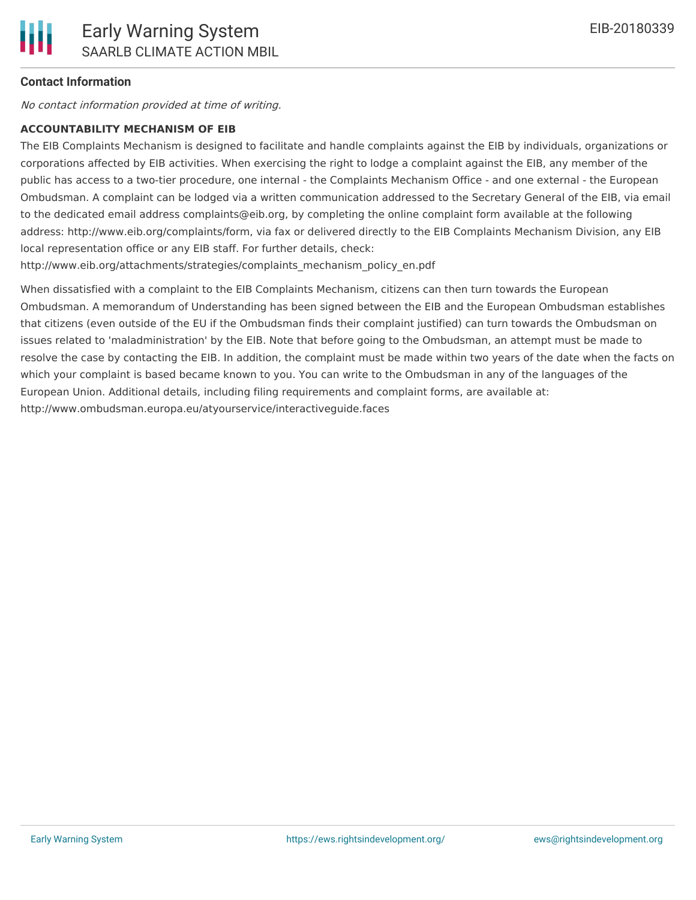**Contact Information**

*No contact information provided at time of writing.*

**ACCOUNTABILITY MECHANISM OF EIB**

The EIB Complaints Mechanism is designed to facilitate and handle complaints against the EIB by individuals, organizations or corporations affected by EIB activities. When exercising the right to lodge a complaint against the EIB, any member of the public has access to a two-tier procedure, one internal - the Complaints Mechanism Office - and one external - the European Ombudsman. A complaint can be lodged via a written communication addressed to the Secretary General of the EIB, via email to the dedicated email address complaints@eib.org, by completing the online complaint form available at the following address: http://www.eib.org/complaints/form, via fax or delivered directly to the EIB Complaints Mechanism Division, any EIB local representation office or any EIB staff. For further details, check: http://www.eib.org/attachments/strategies/complaints_mechanism_policy_en.pdf

When dissatisfied with a complaint to the EIB Complaints Mechanism, citizens can then turn towards the European Ombudsman. A memorandum of Understanding has been signed between the EIB and the European Ombudsman establishes that citizens (even outside of the EU if the Ombudsman finds their complaint justified) can turn towards the Ombudsman on issues related to 'maladministration' by the EIB. Note that before going to the Ombudsman, an attempt must be made to resolve the case by contacting the EIB. In addition, the complaint must be made within two years of the date when the facts on which your complaint is based became known to you. You can write to the Ombudsman in any of the languages of the European Union. Additional details, including filing requirements and complaint forms, are available at: http://www.ombudsman.europa.eu/atyourservice/interactiveguide.faces